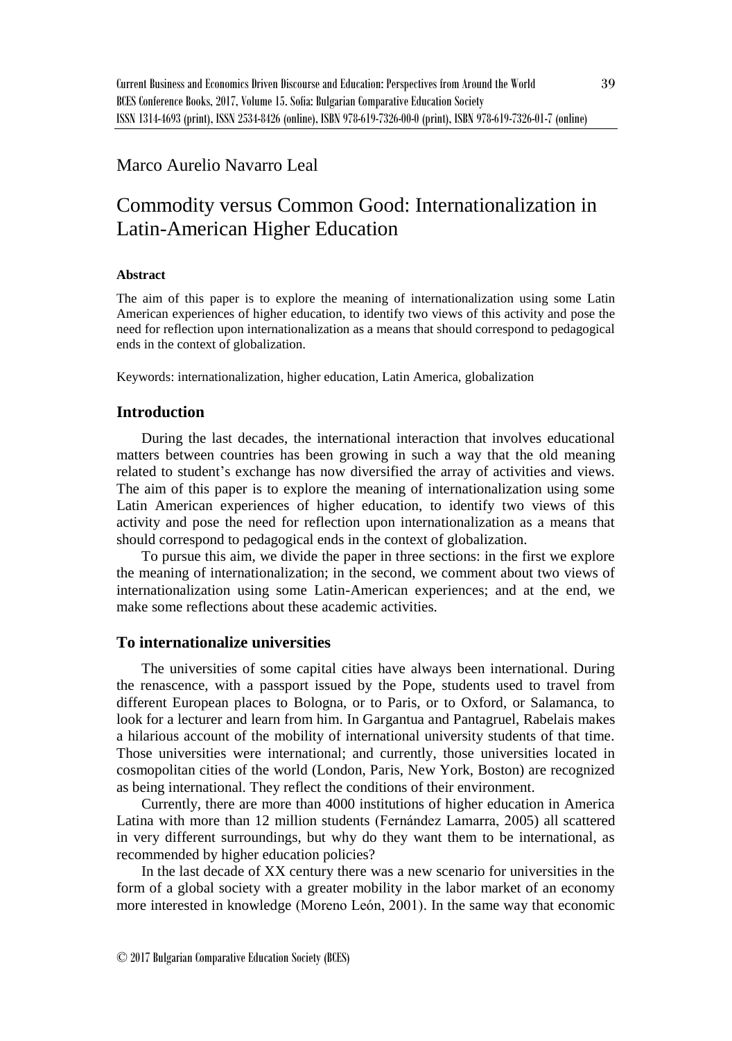Marco Aurelio Navarro Leal

# Commodity versus Common Good: Internationalization in Latin-American Higher Education

**Abstract**

The aim of this paper is to explore the meaning of internationalization using some Latin American experiences of higher education, to identify two views of this activity and pose the need for reflection upon internationalization as a means that should correspond to pedagogical ends in the context of globalization.

Keywords: internationalization, higher education, Latin America, globalization

## Introduction

During the last decades, the international interaction that involves educational matters between countries has been growing in such a way that the old meaning related to student's exchange has now diversified the array of activities and views. The aim of this paper is to explore the meaning of internationalization using some Latin American experiences of higher education, to identify two views of this activity and pose the need for reflection upon internationalization as a means that should correspond to pedagogical ends in the context of globalization.

To pursue this aim, we divide the paper in three sections: in the first we explore the meaning of internationalization; in the second, we comment about two views of internationalization using some Latin-American experiences; and at the end, we make some reflections about these academic activities.

## To internationalize universities

The universities of some capital cities have always been international. During the renascence, with a passport issued by the Pope, students used to travel from different European places to Bologna, or to Paris, or to Oxford, or Salamanca, to look for a lecturer and learn from him. In Gargantua and Pantagruel, Rabelais makes a hilarious account of the mobility of international university students of that time. Those universities were international; and currently, those universities located in cosmopolitan cities of the world (London, Paris, New York, Boston) are recognized as being international. They reflect the conditions of their environment.

Currently, there are more than 4000 institutions of higher education in America Latina with more than 12 million students (Fernández Lamarra, 2005) all scattered in very different surroundings, but why do they want them to be international, as recommended by higher education policies?

In the last decade of XX century there was a new scenario for universities in the form of a global society with a greater mobility in the labor market of an economy more interested in knowledge (Moreno León, 2001). In the same way that economic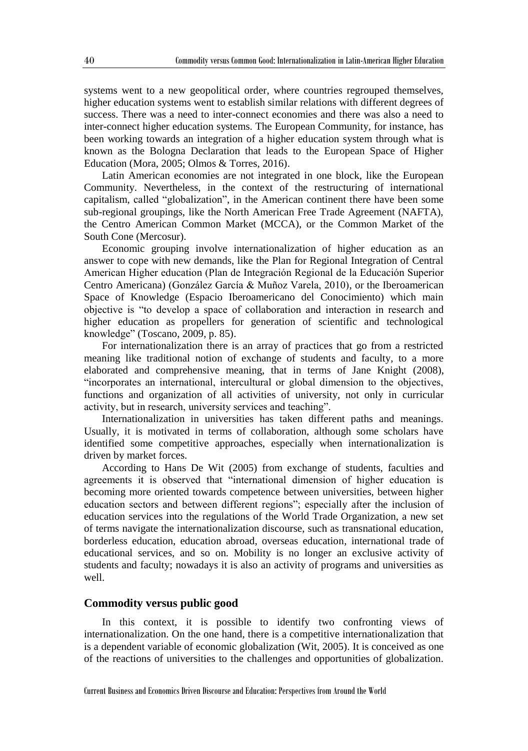systems went to a new geopolitical order, where countries regrouped themselves, higher education systems went to establish similar relations with different degrees of success. There was a need to inter-connect economies and there was also a need to inter-connect higher education systems. The European Community, for instance, has been working towards an integration of a higher education system through what is known as the Bologna Declaration that leads to the European Space of Higher Education (Mora, 2005; Olmos & Torres, 2016).

Latin American economies are not integrated in one block, like the European Community. Nevertheless, in the context of the restructuring of international capitalism, called "globalization", in the American continent there have been some sub-regional groupings, like the North American Free Trade Agreement (NAFTA), the Centro American Common Market (MCCA), or the Common Market of the South Cone (Mercosur).

Economic grouping involve internationalization of higher education as an answer to cope with new demands, like the Plan for Regional Integration of Central American Higher education (Plan de Integración Regional de la Educación Superior Centro Americana) (González García & Muñoz Varela, 2010), or the Iberoamerican Space of Knowledge (Espacio Iberoamericano del Conocimiento) which main objective is "to develop a space of collaboration and interaction in research and higher education as propellers for generation of scientific and technological knowledge" (Toscano, 2009, p. 85).

For internationalization there is an array of practices that go from a restricted meaning like traditional notion of exchange of students and faculty, to a more elaborated and comprehensive meaning, that in terms of Jane Knight (2008), "incorporates an international, intercultural or global dimension to the objectives, functions and organization of all activities of university, not only in curricular activity, but in research, university services and teaching".

Internationalization in universities has taken different paths and meanings. Usually, it is motivated in terms of collaboration, although some scholars have identified some competitive approaches, especially when internationalization is driven by market forces.

According to Hans De Wit (2005) from exchange of students, faculties and agreements it is observed that "international dimension of higher education is becoming more oriented towards competence between universities, between higher education sectors and between different regions"; especially after the inclusion of education services into the regulations of the World Trade Organization, a new set of terms navigate the internationalization discourse, such as transnational education, borderless education, education abroad, overseas education, international trade of educational services, and so on. Mobility is no longer an exclusive activity of students and faculty; nowadays it is also an activity of programs and universities as well.

## Commodity versus public good

In this context, it is possible to identify two confronting views of internationalization. On the one hand, there is a competitive internationalization that is a dependent variable of economic globalization (Wit, 2005). It is conceived as one of the reactions of universities to the challenges and opportunities of globalization.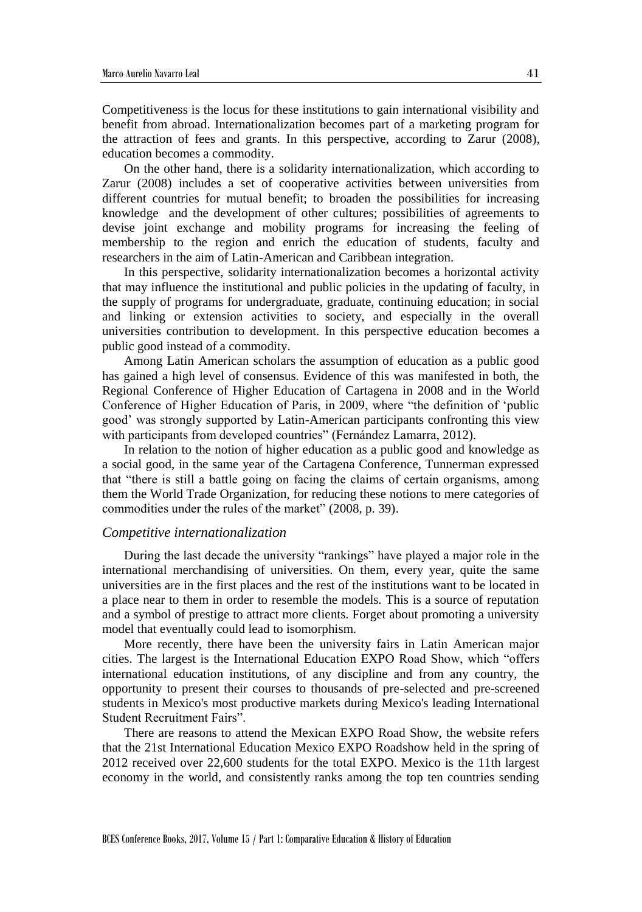Competitiveness is the locus for these institutions to gain international visibility and benefit from abroad. Internationalization becomes part of a marketing program for the attraction of fees and grants. In this perspective, according to Zarur (2008), education becomes a commodity.

On the other hand, there is a solidarity internationalization, which according to Zarur (2008) includes a set of cooperative activities between universities from different countries for mutual benefit; to broaden the possibilities for increasing knowledge and the development of other cultures; possibilities of agreements to devise joint exchange and mobility programs for increasing the feeling of membership to the region and enrich the education of students, faculty and researchers in the aim of Latin-American and Caribbean integration.

In this perspective, solidarity internationalization becomes a horizontal activity that may influence the institutional and public policies in the updating of faculty, in the supply of programs for undergraduate, graduate, continuing education; in social and linking or extension activities to society, and especially in the overall universities contribution to development. In this perspective education becomes a public good instead of a commodity.

Among Latin American scholars the assumption of education as a public good has gained a high level of consensus. Evidence of this was manifested in both, the Regional Conference of Higher Education of Cartagena in 2008 and in the World Conference of Higher Education of Paris, in 2009, where "the definition of 'public good' was strongly supported by Latin-American participants confronting this view with participants from developed countries" (Fernández Lamarra, 2012).

In relation to the notion of higher education as a public good and knowledge as a social good, in the same year of the Cartagena Conference, Tunnerman expressed that "there is still a battle going on facing the claims of certain organisms, among them the World Trade Organization, for reducing these notions to mere categories of commodities under the rules of the market" (2008, p. 39).

### *Competitive internationalization*

During the last decade the university "rankings" have played a major role in the international merchandising of universities. On them, every year, quite the same universities are in the first places and the rest of the institutions want to be located in a place near to them in order to resemble the models. This is a source of reputation and a symbol of prestige to attract more clients. Forget about promoting a university model that eventually could lead to isomorphism.

More recently, there have been the university fairs in Latin American major cities. The largest is the International Education EXPO Road Show, which "offers international education institutions, of any discipline and from any country, the opportunity to present their courses to thousands of pre-selected and pre-screened students in Mexico's most productive markets during Mexico's leading International Student Recruitment Fairs".

There are reasons to attend the Mexican EXPO Road Show, the website refers that the 21st International Education Mexico EXPO Roadshow held in the spring of 2012 received over 22,600 students for the total EXPO. Mexico is the 11th largest economy in the world, and consistently ranks among the top ten countries sending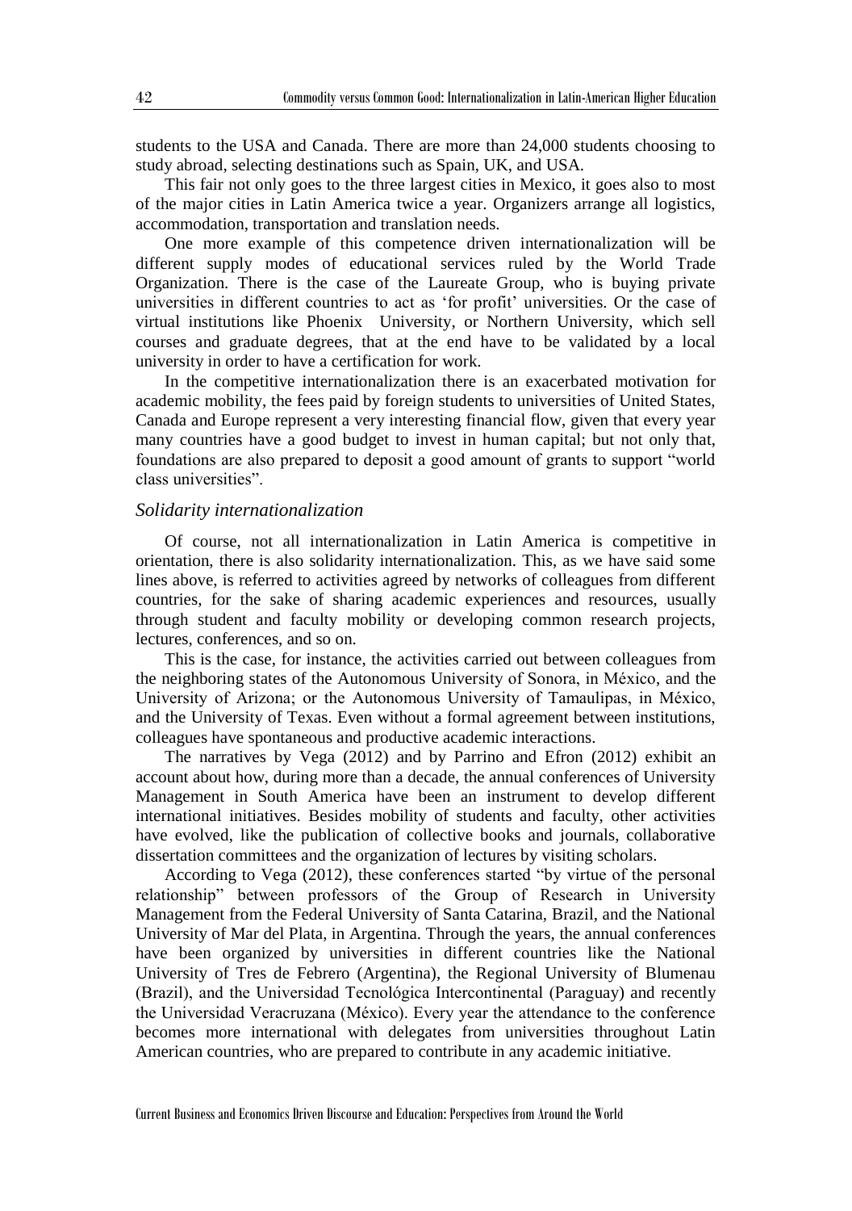students to the USA and Canada. There are more than 24,000 students choosing to study abroad, selecting destinations such as Spain, UK, and USA.

This fair not only goes to the three largest cities in Mexico, it goes also to most of the major cities in Latin America twice a year. Organizers arrange all logistics, accommodation, transportation and translation needs.

One more example of this competence driven internationalization will be different supply modes of educational services ruled by the World Trade Organization. There is the case of the Laureate Group, who is buying private universities in different countries to act as 'for profit' universities. Or the case of virtual institutions like Phoenix University, or Northern University, which sell courses and graduate degrees, that at the end have to be validated by a local university in order to have a certification for work.

In the competitive internationalization there is an exacerbated motivation for academic mobility, the fees paid by foreign students to universities of United States, Canada and Europe represent a very interesting financial flow, given that every year many countries have a good budget to invest in human capital; but not only that, foundations are also prepared to deposit a good amount of grants to support "world class universities".

### *Solidarity internationalization*

Of course, not all internationalization in Latin America is competitive in orientation, there is also solidarity internationalization. This, as we have said some lines above, is referred to activities agreed by networks of colleagues from different countries, for the sake of sharing academic experiences and resources, usually through student and faculty mobility or developing common research projects, lectures, conferences, and so on.

This is the case, for instance, the activities carried out between colleagues from the neighboring states of the Autonomous University of Sonora, in México, and the University of Arizona; or the Autonomous University of Tamaulipas, in México, and the University of Texas. Even without a formal agreement between institutions, colleagues have spontaneous and productive academic interactions.

The narratives by Vega (2012) and by Parrino and Efron (2012) exhibit an account about how, during more than a decade, the annual conferences of University Management in South America have been an instrument to develop different international initiatives. Besides mobility of students and faculty, other activities have evolved, like the publication of collective books and journals, collaborative dissertation committees and the organization of lectures by visiting scholars.

According to Vega (2012), these conferences started "by virtue of the personal relationship" between professors of the Group of Research in University Management from the Federal University of Santa Catarina, Brazil, and the National University of Mar del Plata, in Argentina. Through the years, the annual conferences have been organized by universities in different countries like the National University of Tres de Febrero (Argentina), the Regional University of Blumenau (Brazil), and the Universidad Tecnológica Intercontinental (Paraguay) and recently the Universidad Veracruzana (México). Every year the attendance to the conference becomes more international with delegates from universities throughout Latin American countries, who are prepared to contribute in any academic initiative.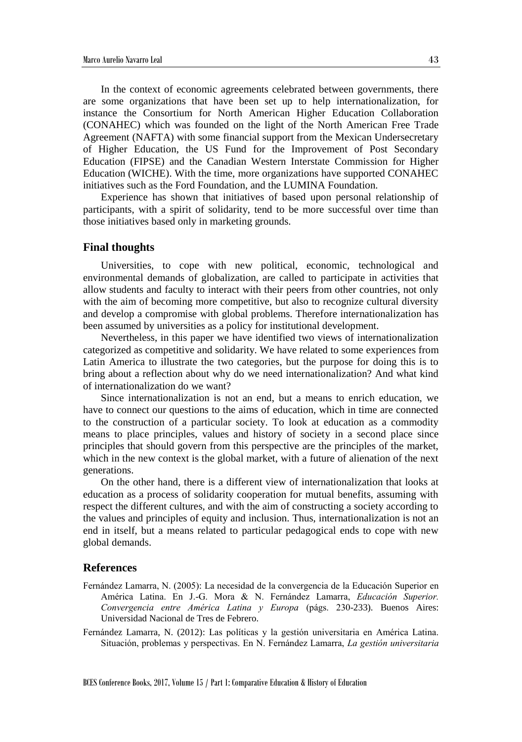In the context of economic agreements celebrated between governments, there are some organizations that have been set up to help internationalization, for instance the Consortium for North American Higher Education Collaboration (CONAHEC) which was founded on the light of the North American Free Trade Agreement (NAFTA) with some financial support from the Mexican Undersecretary of Higher Education, the US Fund for the Improvement of Post Secondary Education (FIPSE) and the Canadian Western Interstate Commission for Higher Education (WICHE). With the time, more organizations have supported CONAHEC initiatives such as the Ford Foundation, and the LUMINA Foundation.

Experience has shown that initiatives of based upon personal relationship of participants, with a spirit of solidarity, tend to be more successful over time than those initiatives based only in marketing grounds.

## Final thoughts

Universities, to cope with new political, economic, technological and environmental demands of globalization, are called to participate in activities that allow students and faculty to interact with their peers from other countries, not only with the aim of becoming more competitive, but also to recognize cultural diversity and develop a compromise with global problems. Therefore internationalization has been assumed by universities as a policy for institutional development.

Nevertheless, in this paper we have identified two views of internationalization categorized as competitive and solidarity. We have related to some experiences from Latin America to illustrate the two categories, but the purpose for doing this is to bring about a reflection about why do we need internationalization? And what kind of internationalization do we want?

Since internationalization is not an end, but a means to enrich education, we have to connect our questions to the aims of education, which in time are connected to the construction of a particular society. To look at education as a commodity means to place principles, values and history of society in a second place since principles that should govern from this perspective are the principles of the market, which in the new context is the global market, with a future of alienation of the next generations.

On the other hand, there is a different view of internationalization that looks at education as a process of solidarity cooperation for mutual benefits, assuming with respect the different cultures, and with the aim of constructing a society according to the values and principles of equity and inclusion. Thus, internationalization is not an end in itself, but a means related to particular pedagogical ends to cope with new global demands.

## References

Fernández Lamarra, N. (2005): La necesidad de la convergencia de la Educación Superior en América Latina. En J.-G. Mora & N. Fernández Lamarra, *Educación Superior. Convergencia entre América Latina y Europa* (págs. 230-233). Buenos Aires: Universidad Nacional de Tres de Febrero.

Fernández Lamarra, N. (2012): Las políticas y la gestión universitaria en América Latina. Situación, problemas y perspectivas. En N. Fernández Lamarra, *La gestión universitaria*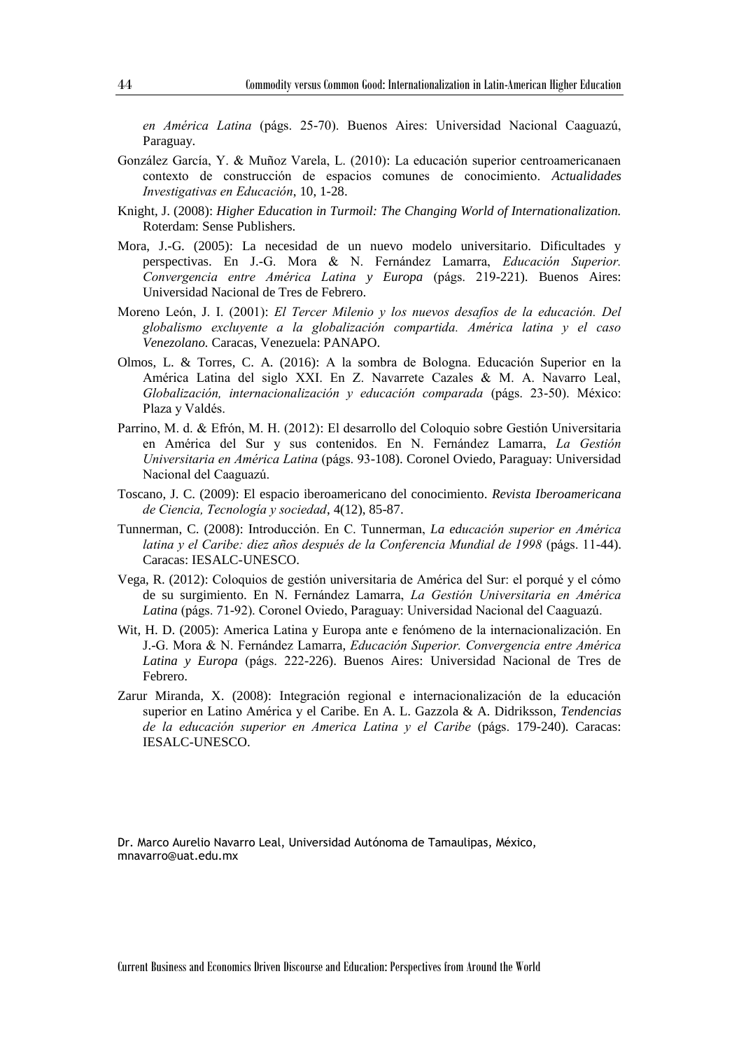*en América Latina* (págs. 25-70). Buenos Aires: Universidad Nacional Caaguazú, Paraguay.

González García, Y. & Muñoz Varela, L. (2010): La educación superior centroamericanaen contexto de construcción de espacios comunes de conocimiento. *Actualidades Investigativas en Educación*, 10, 1-28.

Knight, J. (2008): *Higher Education in Turmoil: The Changing World of Internationalization.* Roterdam: Sense Publishers.

Mora, J.-G. (2005): La necesidad de un nuevo modelo universitario. Dificultades y perspectivas. En J.-G. Mora & N. Fernández Lamarra, *Educación Superior. Convergencia entre América Latina y Europa* (págs. 219-221). Buenos Aires: Universidad Nacional de Tres de Febrero.

Moreno León, J. I. (2001): *El Tercer Milenio y los nuevos desafíos de la educación. Del globalismo excluyente a la globalización compartida. América latina y el caso Venezolano.* Caracas, Venezuela: PANAPO.

Olmos, L. & Torres, C. A. (2016): A la sombra de Bologna. Educación Superior en la América Latina del siglo XXI. En Z. Navarrete Cazales & M. A. Navarro Leal, *Globalización, internacionalización y educación comparada* (págs. 23-50). México: Plaza y Valdés.

Parrino, M. d. & Efrón, M. H. (2012): El desarrollo del Coloquio sobre Gestión Universitaria en América del Sur y sus contenidos. En N. Fernández Lamarra, *La Gestión Universitaria en América Latina* (págs. 93-108). Coronel Oviedo, Paraguay: Universidad Nacional del Caaguazú.

Toscano, J. C. (2009): El espacio iberoamericano del conocimiento. *Revista Iberoamericana de Ciencia, Tecnología y sociedad*, 4(12), 85-87.

Tunnerman, C. (2008): Introducción. En C. Tunnerman, *La educación superior en América latina y el Caribe: diez años después de la Conferencia Mundial de 1998* (págs. 11-44). Caracas: IESALC-UNESCO.

Vega, R. (2012): Coloquios de gestión universitaria de América del Sur: el porqué y el cómo de su surgimiento. En N. Fernández Lamarra, *La Gestión Universitaria en América Latina* (págs. 71-92). Coronel Oviedo, Paraguay: Universidad Nacional del Caaguazú.

Wit, H. D. (2005): America Latina y Europa ante e fenómeno de la internacionalización. En J.-G. Mora & N. Fernández Lamarra, *Educación Superior. Convergencia entre América Latina y Europa* (págs. 222-226). Buenos Aires: Universidad Nacional de Tres de Febrero.

Zarur Miranda, X. (2008): Integración regional e internacionalización de la educación superior en Latino América y el Caribe. En A. L. Gazzola & A. Didriksson, *Tendencias de la educación superior en America Latina y el Caribe* (págs. 179-240). Caracas: IESALC-UNESCO.

Dr. Marco Aurelio Navarro Leal, Universidad Autónoma de Tamaulipas, México, mnavarro@uat.edu.mx